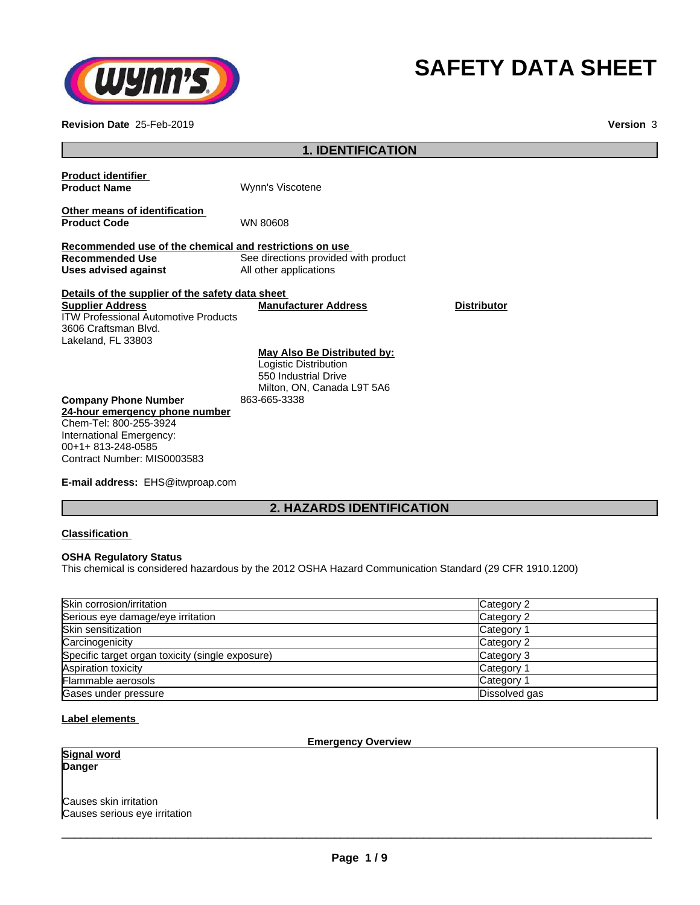# SAFETY DATA SHEET

**Revision Date** 25-Feb-2019 **Version** 3

## 1. IDENTIFICATION

**Product identifier**

**Product Name** Wynn's Viscotene

**Other means of identification**

**Product Code** WN 80608

**Recommended use of the chemical and restrictions on use**

**Recommended Use** See directions provided with product

**Uses advised against** All other applications

**Details of the supplier of the safety data sheet**

**Supplier Address**
ITW Professional Automotive Products
3606 Craftsman Blvd.
Lakeland, FL 33803

**Manufacturer Address**

**Distributor**

**May Also Be Distributed by:**
Logistic Distribution
550 Industrial Drive
Milton, ON, Canada L9T 5A6

**Company Phone Number** 863-665-3338

**24-hour emergency phone number**
Chem-Tel: 800-255-3924
International Emergency:
00+1+ 813-248-0585
Contract Number: MIS0003583

**E-mail address:** EHS@itwproap.com

## 2. HAZARDS IDENTIFICATION

**Classification**

**OSHA Regulatory Status**
This chemical is considered hazardous by the 2012 OSHA Hazard Communication Standard (29 CFR 1910.1200)

| Hazard | Category |
|---|---|
| Skin corrosion/irritation | Category 2 |
| Serious eye damage/eye irritation | Category 2 |
| Skin sensitization | Category 1 |
| Carcinogenicity | Category 2 |
| Specific target organ toxicity (single exposure) | Category 3 |
| Aspiration toxicity | Category 1 |
| Flammable aerosols | Category 1 |
| Gases under pressure | Dissolved gas |

**Label elements**

**Emergency Overview**

**Signal word**
**Danger**

Causes skin irritation
Causes serious eye irritation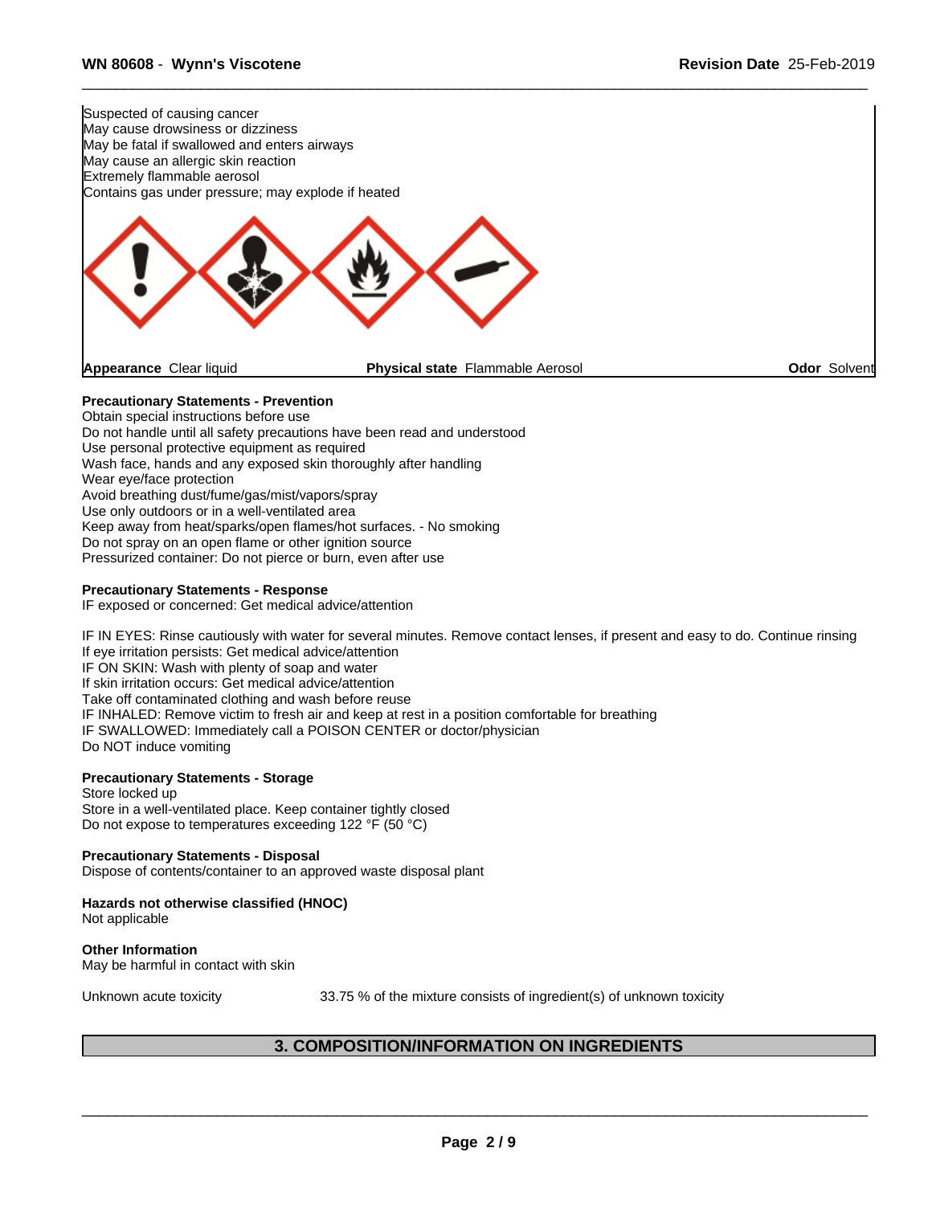Suspected of causing cancer
May cause drowsiness or dizziness
May be fatal if swallowed and enters airways
May cause an allergic skin reaction
Extremely flammable aerosol
Contains gas under pressure; may explode if heated

| **Appearance** Clear liquid | **Physical state** Flammable Aerosol | **Odor** Solvent |
|---|---|---|

**Precautionary Statements - Prevention**
Obtain special instructions before use
Do not handle until all safety precautions have been read and understood
Use personal protective equipment as required
Wash face, hands and any exposed skin thoroughly after handling
Wear eye/face protection
Avoid breathing dust/fume/gas/mist/vapors/spray
Use only outdoors or in a well-ventilated area
Keep away from heat/sparks/open flames/hot surfaces. - No smoking
Do not spray on an open flame or other ignition source
Pressurized container: Do not pierce or burn, even after use

**Precautionary Statements - Response**
IF exposed or concerned: Get medical advice/attention

IF IN EYES: Rinse cautiously with water for several minutes. Remove contact lenses, if present and easy to do. Continue rinsing
If eye irritation persists: Get medical advice/attention
IF ON SKIN: Wash with plenty of soap and water
If skin irritation occurs: Get medical advice/attention
Take off contaminated clothing and wash before reuse
IF INHALED: Remove victim to fresh air and keep at rest in a position comfortable for breathing
IF SWALLOWED: Immediately call a POISON CENTER or doctor/physician
Do NOT induce vomiting

**Precautionary Statements - Storage**
Store locked up
Store in a well-ventilated place. Keep container tightly closed
Do not expose to temperatures exceeding 122 °F (50 °C)

**Precautionary Statements - Disposal**
Dispose of contents/container to an approved waste disposal plant

**Hazards not otherwise classified (HNOC)**
Not applicable

**Other Information**
May be harmful in contact with skin

Unknown acute toxicity 33.75 % of the mixture consists of ingredient(s) of unknown toxicity

## 3. COMPOSITION/INFORMATION ON INGREDIENTS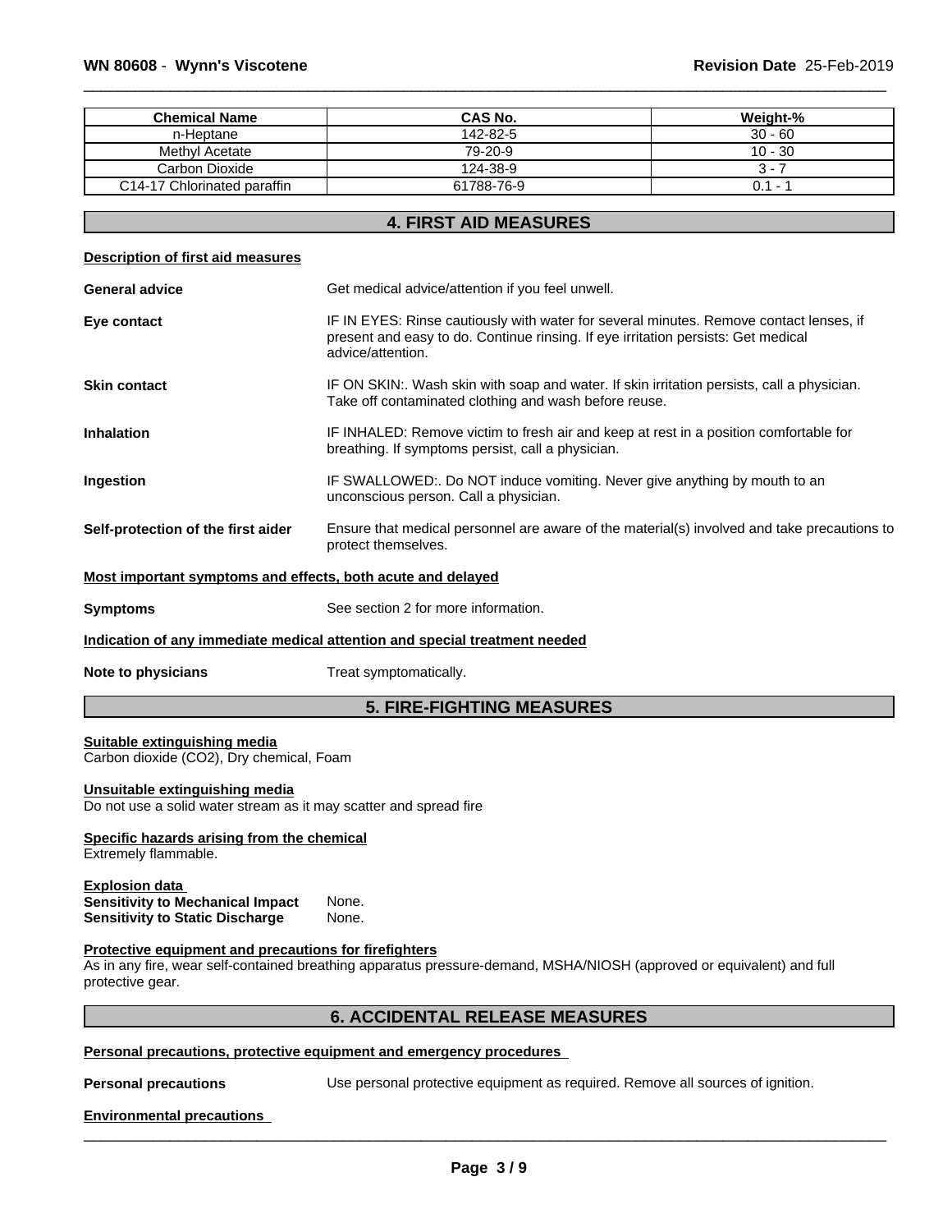| Chemical Name | CAS No. | Weight-% |
|---|---|---|
| n-Heptane | 142-82-5 | 30 - 60 |
| Methyl Acetate | 79-20-9 | 10 - 30 |
| Carbon Dioxide | 124-38-9 | 3 - 7 |
| C14-17 Chlorinated paraffin | 61788-76-9 | 0.1 - 1 |

## 4. FIRST AID MEASURES

**Description of first aid measures**

**General advice** Get medical advice/attention if you feel unwell.

**Eye contact** IF IN EYES: Rinse cautiously with water for several minutes. Remove contact lenses, if present and easy to do. Continue rinsing. If eye irritation persists: Get medical advice/attention.

**Skin contact** IF ON SKIN:. Wash skin with soap and water. If skin irritation persists, call a physician. Take off contaminated clothing and wash before reuse.

**Inhalation** IF INHALED: Remove victim to fresh air and keep at rest in a position comfortable for breathing. If symptoms persist, call a physician.

**Ingestion** IF SWALLOWED:. Do NOT induce vomiting. Never give anything by mouth to an unconscious person. Call a physician.

**Self-protection of the first aider** Ensure that medical personnel are aware of the material(s) involved and take precautions to protect themselves.

**Most important symptoms and effects, both acute and delayed**

**Symptoms** See section 2 for more information.

**Indication of any immediate medical attention and special treatment needed**

**Note to physicians** Treat symptomatically.

## 5. FIRE-FIGHTING MEASURES

**Suitable extinguishing media**
Carbon dioxide ($CO_2$), Dry chemical, Foam

**Unsuitable extinguishing media**
Do not use a solid water stream as it may scatter and spread fire

**Specific hazards arising from the chemical**
Extremely flammable.

**Explosion data**
**Sensitivity to Mechanical Impact** None.
**Sensitivity to Static Discharge** None.

**Protective equipment and precautions for firefighters**
As in any fire, wear self-contained breathing apparatus pressure-demand, MSHA/NIOSH (approved or equivalent) and full protective gear.

## 6. ACCIDENTAL RELEASE MEASURES

**Personal precautions, protective equipment and emergency procedures**

**Personal precautions** Use personal protective equipment as required. Remove all sources of ignition.

**Environmental precautions**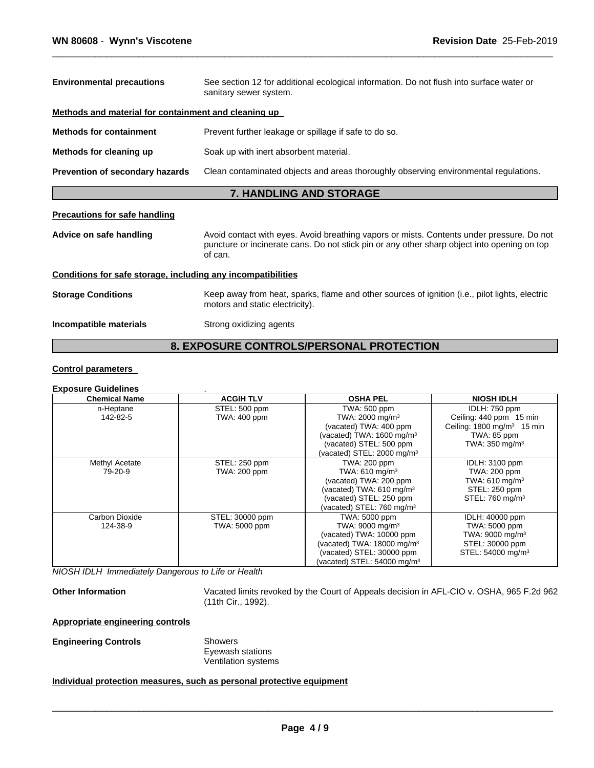**Environmental precautions** See section 12 for additional ecological information. Do not flush into surface water or sanitary sewer system.

**Methods and material for containment and cleaning up**

**Methods for containment** Prevent further leakage or spillage if safe to do so.

**Methods for cleaning up** Soak up with inert absorbent material.

**Prevention of secondary hazards** Clean contaminated objects and areas thoroughly observing environmental regulations.

## 7. HANDLING AND STORAGE

**Precautions for safe handling**

**Advice on safe handling** Avoid contact with eyes. Avoid breathing vapors or mists. Contents under pressure. Do not puncture or incinerate cans. Do not stick pin or any other sharp object into opening on top of can.

**Conditions for safe storage, including any incompatibilities**

**Storage Conditions** Keep away from heat, sparks, flame and other sources of ignition (i.e., pilot lights, electric motors and static electricity).

**Incompatible materials** Strong oxidizing agents

## 8. EXPOSURE CONTROLS/PERSONAL PROTECTION

**Control parameters**

**Exposure Guidelines** .

| Chemical Name | ACGIH TLV | OSHA PEL | NIOSH IDLH |
|---|---|---|---|
| n-Heptane<br>142-82-5 | STEL: 500 ppm<br>TWA: 400 ppm | TWA: 500 ppm<br>TWA: 2000 mg/m³<br>(vacated) TWA: 400 ppm<br>(vacated) TWA: 1600 mg/m³<br>(vacated) STEL: 500 ppm<br>(vacated) STEL: 2000 mg/m³ | IDLH: 750 ppm<br>Ceiling: 440 ppm 15 min<br>Ceiling: 1800 mg/m³ 15 min<br>TWA: 85 ppm<br>TWA: 350 mg/m³ |
| Methyl Acetate<br>79-20-9 | STEL: 250 ppm<br>TWA: 200 ppm | TWA: 200 ppm<br>TWA: 610 mg/m³<br>(vacated) TWA: 200 ppm<br>(vacated) TWA: 610 mg/m³<br>(vacated) STEL: 250 ppm<br>(vacated) STEL: 760 mg/m³ | IDLH: 3100 ppm<br>TWA: 200 ppm<br>TWA: 610 mg/m³<br>STEL: 250 ppm<br>STEL: 760 mg/m³ |
| Carbon Dioxide<br>124-38-9 | STEL: 30000 ppm<br>TWA: 5000 ppm | TWA: 5000 ppm<br>TWA: 9000 mg/m³<br>(vacated) TWA: 10000 ppm<br>(vacated) TWA: 18000 mg/m³<br>(vacated) STEL: 30000 ppm<br>(vacated) STEL: 54000 mg/m³ | IDLH: 40000 ppm<br>TWA: 5000 ppm<br>TWA: 9000 mg/m³<br>STEL: 30000 ppm<br>STEL: 54000 mg/m³ |

*NIOSH IDLH Immediately Dangerous to Life or Health*

**Other Information** Vacated limits revoked by the Court of Appeals decision in AFL-CIO v. OSHA, 965 F.2d 962 (11th Cir., 1992).

**Appropriate engineering controls**

**Engineering Controls** Showers
Eyewash stations
Ventilation systems

**Individual protection measures, such as personal protective equipment**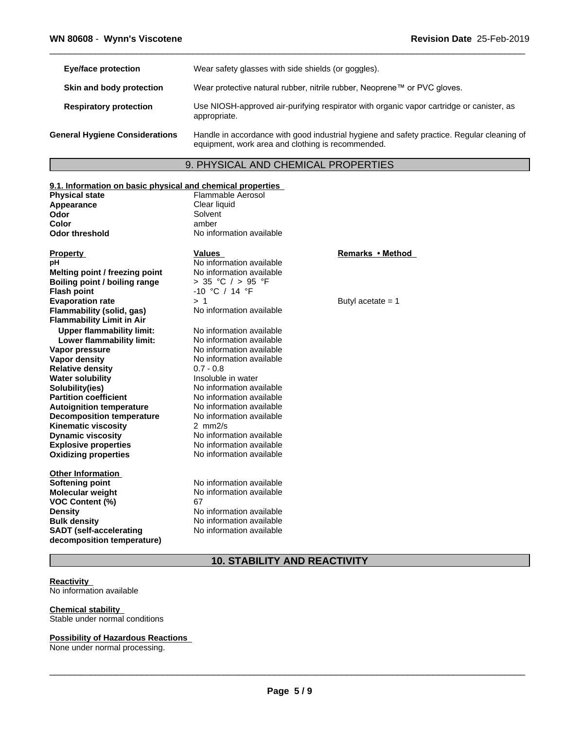| | |
|---|---|
| **Eye/face protection** | Wear safety glasses with side shields (or goggles). |
| **Skin and body protection** | Wear protective natural rubber, nitrile rubber, Neoprene™ or PVC gloves. |
| **Respiratory protection** | Use NIOSH-approved air-purifying respirator with organic vapor cartridge or canister, as appropriate. |
| **General Hygiene Considerations** | Handle in accordance with good industrial hygiene and safety practice. Regular cleaning of equipment, work area and clothing is recommended. |

## 9. PHYSICAL AND CHEMICAL PROPERTIES

### 9.1. Information on basic physical and chemical properties

| | |
|---|---|
| **Physical state** | Flammable Aerosol |
| **Appearance** | Clear liquid |
| **Odor** | Solvent |
| **Color** | amber |
| **Odor threshold** | No information available |

| Property | Values | Remarks • Method |
|---|---|---|
| **pH** | No information available | |
| **Melting point / freezing point** | No information available | |
| **Boiling point / boiling range** | > 35 °C / > 95 °F | |
| **Flash point** | -10 °C / 14 °F | |
| **Evaporation rate** | > 1 | Butyl acetate = 1 |
| **Flammability (solid, gas)** | No information available | |
| **Flammability Limit in Air** | | |
| **Upper flammability limit:** | No information available | |
| **Lower flammability limit:** | No information available | |
| **Vapor pressure** | No information available | |
| **Vapor density** | No information available | |
| **Relative density** | 0.7 - 0.8 | |
| **Water solubility** | Insoluble in water | |
| **Solubility(ies)** | No information available | |
| **Partition coefficient** | No information available | |
| **Autoignition temperature** | No information available | |
| **Decomposition temperature** | No information available | |
| **Kinematic viscosity** | 2 mm2/s | |
| **Dynamic viscosity** | No information available | |
| **Explosive properties** | No information available | |
| **Oxidizing properties** | No information available | |

**Other Information**

| | |
|---|---|
| **Softening point** | No information available |
| **Molecular weight** | No information available |
| **VOC Content (%)** | 67 |
| **Density** | No information available |
| **Bulk density** | No information available |
| **SADT (self-accelerating decomposition temperature)** | No information available |

## 10. STABILITY AND REACTIVITY

**Reactivity**
No information available

**Chemical stability**
Stable under normal conditions

**Possibility of Hazardous Reactions**
None under normal processing.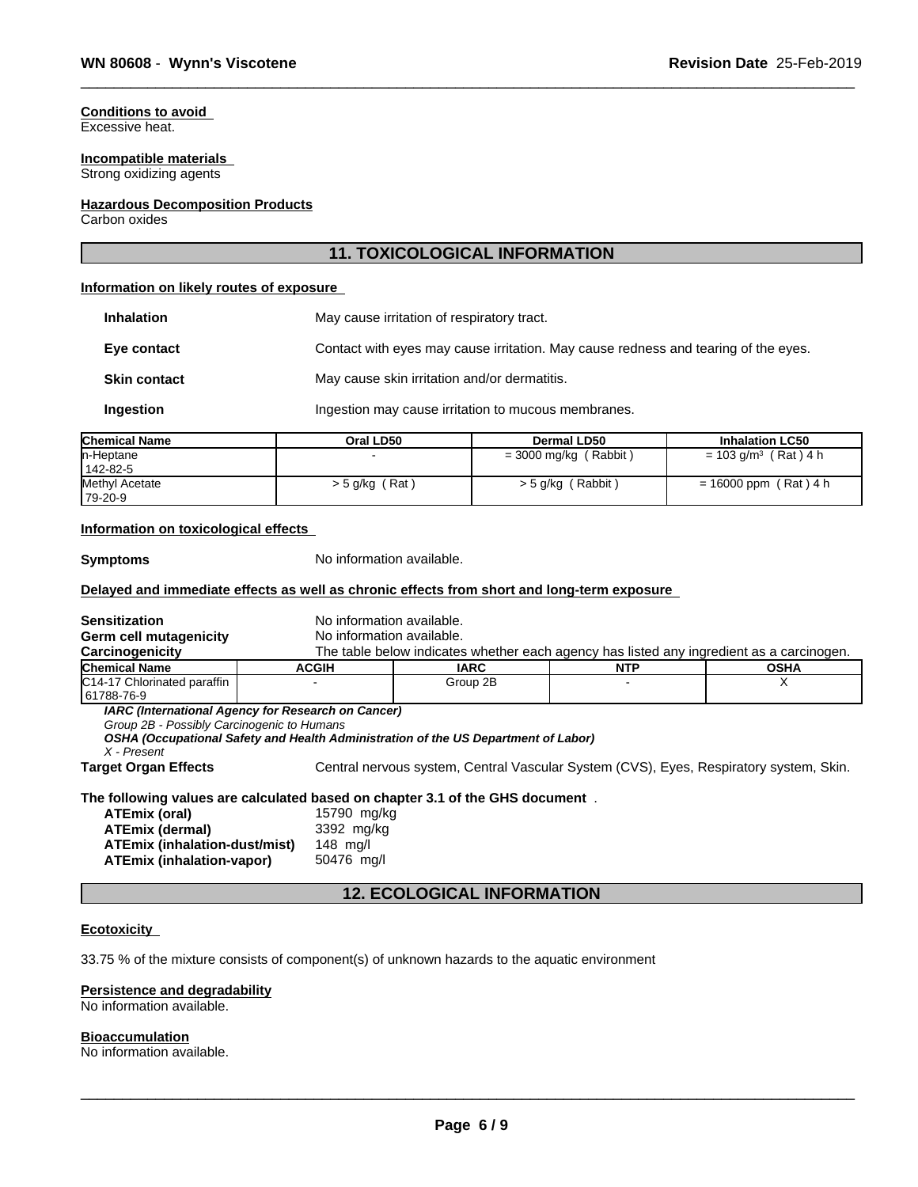**Conditions to avoid**
Excessive heat.

**Incompatible materials**
Strong oxidizing agents

**Hazardous Decomposition Products**
Carbon oxides

## 11. TOXICOLOGICAL INFORMATION

**Information on likely routes of exposure**

| | |
|---|---|
| **Inhalation** | May cause irritation of respiratory tract. |
| **Eye contact** | Contact with eyes may cause irritation. May cause redness and tearing of the eyes. |
| **Skin contact** | May cause skin irritation and/or dermatitis. |
| **Ingestion** | Ingestion may cause irritation to mucous membranes. |

| Chemical Name | Oral LD50 | Dermal LD50 | Inhalation LC50 |
|---|---|---|---|
| n-Heptane<br>142-82-5 | - | = 3000 mg/kg ( Rabbit ) | = 103 g/m³ ( Rat ) 4 h |
| Methyl Acetate<br>79-20-9 | > 5 g/kg ( Rat ) | > 5 g/kg ( Rabbit ) | = 16000 ppm ( Rat ) 4 h |

**Information on toxicological effects**

**Symptoms** No information available.

**Delayed and immediate effects as well as chronic effects from short and long-term exposure**

**Sensitization** No information available.
**Germ cell mutagenicity** No information available.
**Carcinogenicity** The table below indicates whether each agency has listed any ingredient as a carcinogen.

| Chemical Name | ACGIH | IARC | NTP | OSHA |
|---|---|---|---|---|
| C14-17 Chlorinated paraffin<br>61788-76-9 | - | Group 2B | - | X |

***IARC (International Agency for Research on Cancer)***
*Group 2B - Possibly Carcinogenic to Humans*
***OSHA (Occupational Safety and Health Administration of the US Department of Labor)***
*X - Present*

**Target Organ Effects** Central nervous system, Central Vascular System (CVS), Eyes, Respiratory system, Skin.

**The following values are calculated based on chapter 3.1 of the GHS document** .

| | |
|---|---|
| **ATEmix (oral)** | 15790 mg/kg |
| **ATEmix (dermal)** | 3392 mg/kg |
| **ATEmix (inhalation-dust/mist)** | 148 mg/l |
| **ATEmix (inhalation-vapor)** | 50476 mg/l |

## 12. ECOLOGICAL INFORMATION

**Ecotoxicity**

33.75 % of the mixture consists of component(s) of unknown hazards to the aquatic environment

**Persistence and degradability**
No information available.

**Bioaccumulation**
No information available.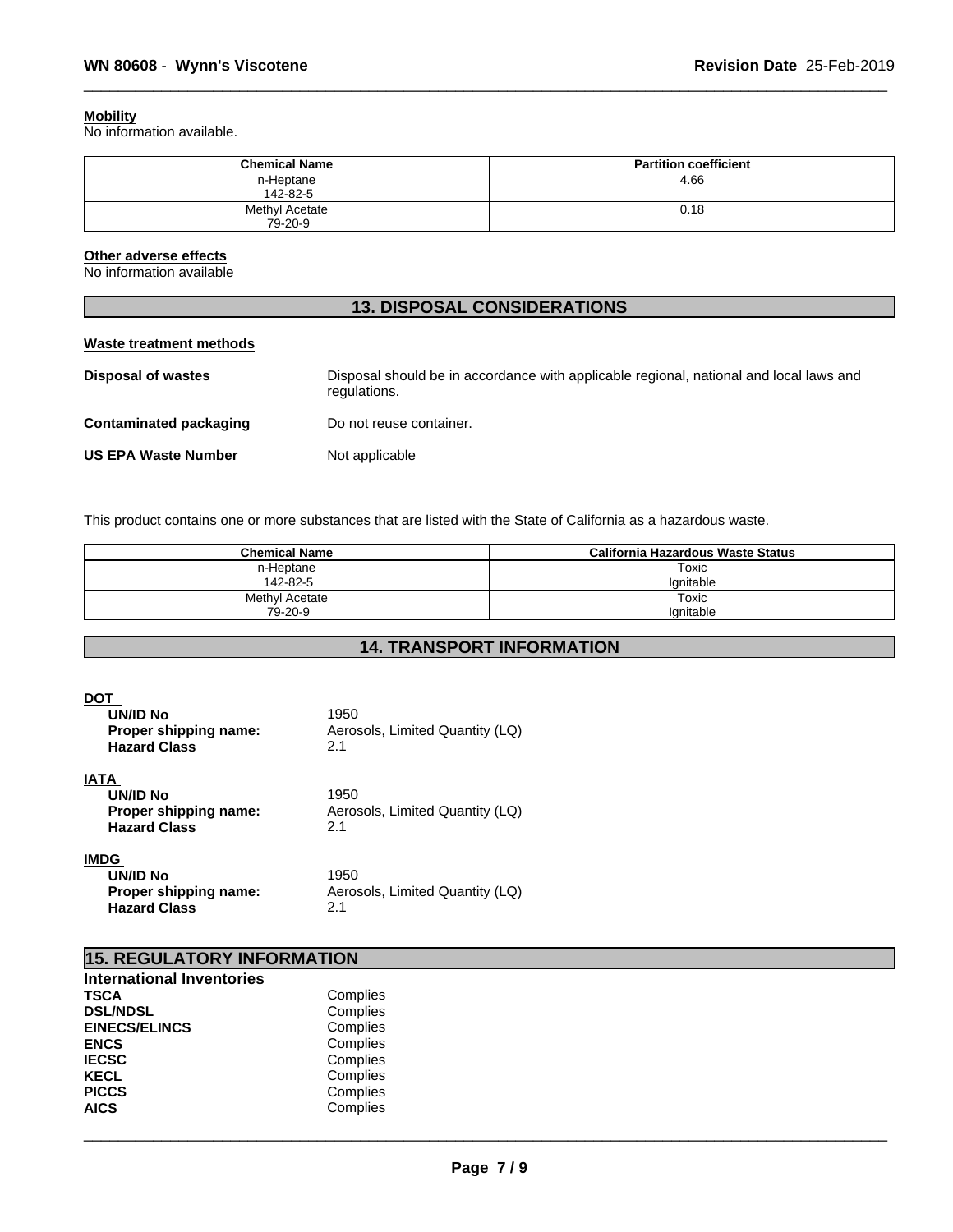**Mobility**

No information available.

| Chemical Name | Partition coefficient |
| --- | --- |
| n-Heptane<br>142-82-5 | 4.66 |
| Methyl Acetate<br>79-20-9 | 0.18 |

**Other adverse effects**

No information available

## 13. DISPOSAL CONSIDERATIONS

**Waste treatment methods**

**Disposal of wastes** Disposal should be in accordance with applicable regional, national and local laws and regulations.

**Contaminated packaging** Do not reuse container.

**US EPA Waste Number** Not applicable

This product contains one or more substances that are listed with the State of California as a hazardous waste.

| Chemical Name | California Hazardous Waste Status |
| --- | --- |
| n-Heptane<br>142-82-5 | Toxic<br>Ignitable |
| Methyl Acetate<br>79-20-9 | Toxic<br>Ignitable |

## 14. TRANSPORT INFORMATION

**DOT**

- **UN/ID No** 1950
- **Proper shipping name:** Aerosols, Limited Quantity (LQ)
- **Hazard Class** 2.1

**IATA**

- **UN/ID No** 1950
- **Proper shipping name:** Aerosols, Limited Quantity (LQ)
- **Hazard Class** 2.1

**IMDG**

- **UN/ID No** 1950
- **Proper shipping name:** Aerosols, Limited Quantity (LQ)
- **Hazard Class** 2.1

## 15. REGULATORY INFORMATION

**International Inventories**

| | |
| --- | --- |
| **TSCA** | Complies |
| **DSL/NDSL** | Complies |
| **EINECS/ELINCS** | Complies |
| **ENCS** | Complies |
| **IECSC** | Complies |
| **KECL** | Complies |
| **PICCS** | Complies |
| **AICS** | Complies |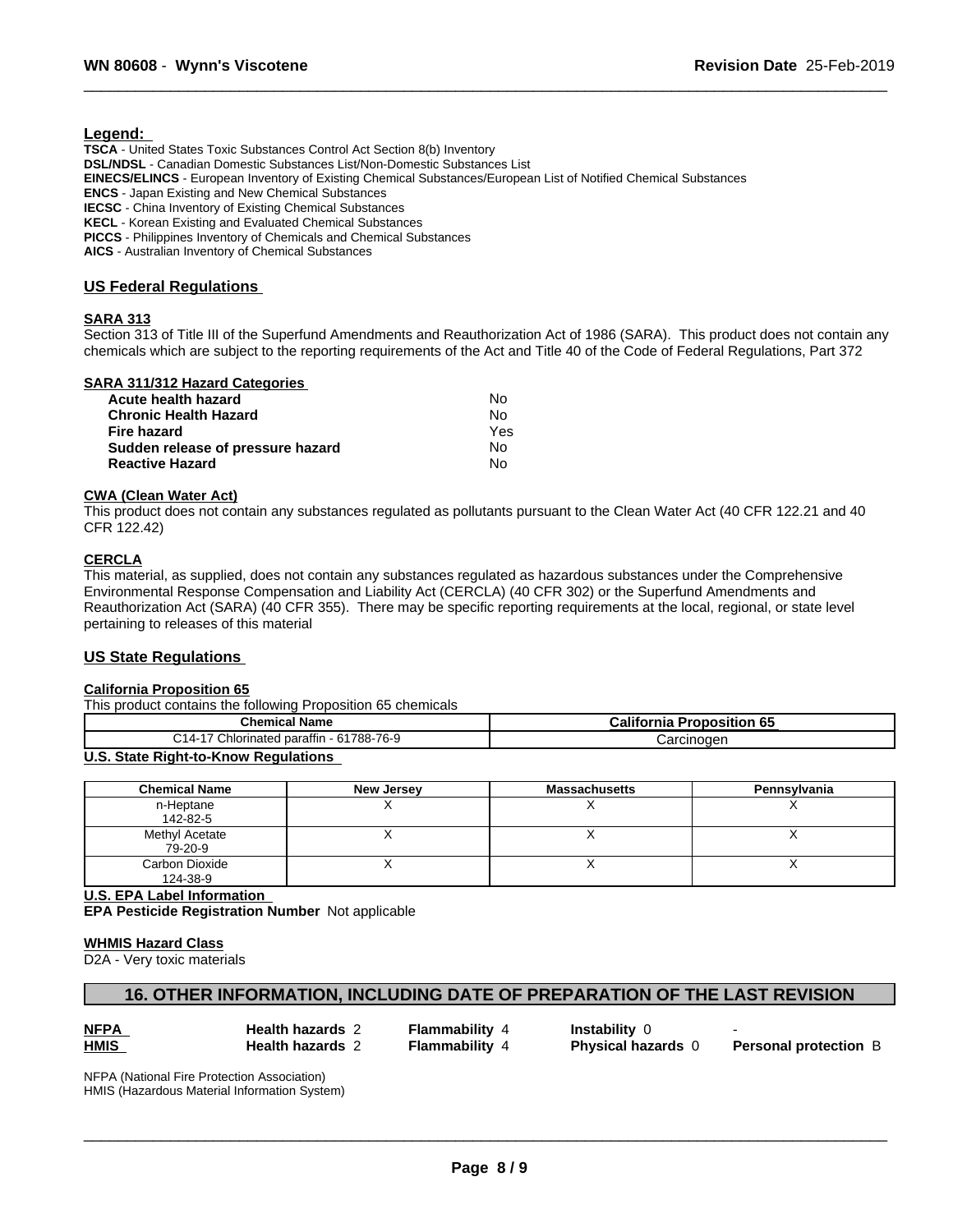**Legend:**

**TSCA** - United States Toxic Substances Control Act Section 8(b) Inventory
**DSL/NDSL** - Canadian Domestic Substances List/Non-Domestic Substances List
**EINECS/ELINCS** - European Inventory of Existing Chemical Substances/European List of Notified Chemical Substances
**ENCS** - Japan Existing and New Chemical Substances
**IECSC** - China Inventory of Existing Chemical Substances
**KECL** - Korean Existing and Evaluated Chemical Substances
**PICCS** - Philippines Inventory of Chemicals and Chemical Substances
**AICS** - Australian Inventory of Chemical Substances

## US Federal Regulations

### SARA 313

Section 313 of Title III of the Superfund Amendments and Reauthorization Act of 1986 (SARA). This product does not contain any chemicals which are subject to the reporting requirements of the Act and Title 40 of the Code of Federal Regulations, Part 372

### SARA 311/312 Hazard Categories

| | |
|---|---|
| **Acute health hazard** | No |
| **Chronic Health Hazard** | No |
| **Fire hazard** | Yes |
| **Sudden release of pressure hazard** | No |
| **Reactive Hazard** | No |

### CWA (Clean Water Act)

This product does not contain any substances regulated as pollutants pursuant to the Clean Water Act (40 CFR 122.21 and 40 CFR 122.42)

### CERCLA

This material, as supplied, does not contain any substances regulated as hazardous substances under the Comprehensive Environmental Response Compensation and Liability Act (CERCLA) (40 CFR 302) or the Superfund Amendments and Reauthorization Act (SARA) (40 CFR 355). There may be specific reporting requirements at the local, regional, or state level pertaining to releases of this material

## US State Regulations

### California Proposition 65

This product contains the following Proposition 65 chemicals

| Chemical Name | California Proposition 65 |
|---|---|
| C14-17 Chlorinated paraffin - 61788-76-9 | Carcinogen |

### U.S. State Right-to-Know Regulations

| Chemical Name | New Jersey | Massachusetts | Pennsylvania |
|---|---|---|---|
| n-Heptane 142-82-5 | X | X | X |
| Methyl Acetate 79-20-9 | X | X | X |
| Carbon Dioxide 124-38-9 | X | X | X |

### U.S. EPA Label Information

**EPA Pesticide Registration Number** Not applicable

### WHMIS Hazard Class

D2A - Very toxic materials

## 16. OTHER INFORMATION, INCLUDING DATE OF PREPARATION OF THE LAST REVISION

| | | | | |
|---|---|---|---|---|
| **NFPA** | **Health hazards** 2 | **Flammability** 4 | **Instability** 0 | - |
| **HMIS** | **Health hazards** 2 | **Flammability** 4 | **Physical hazards** 0 | **Personal protection** B |

NFPA (National Fire Protection Association)
HMIS (Hazardous Material Information System)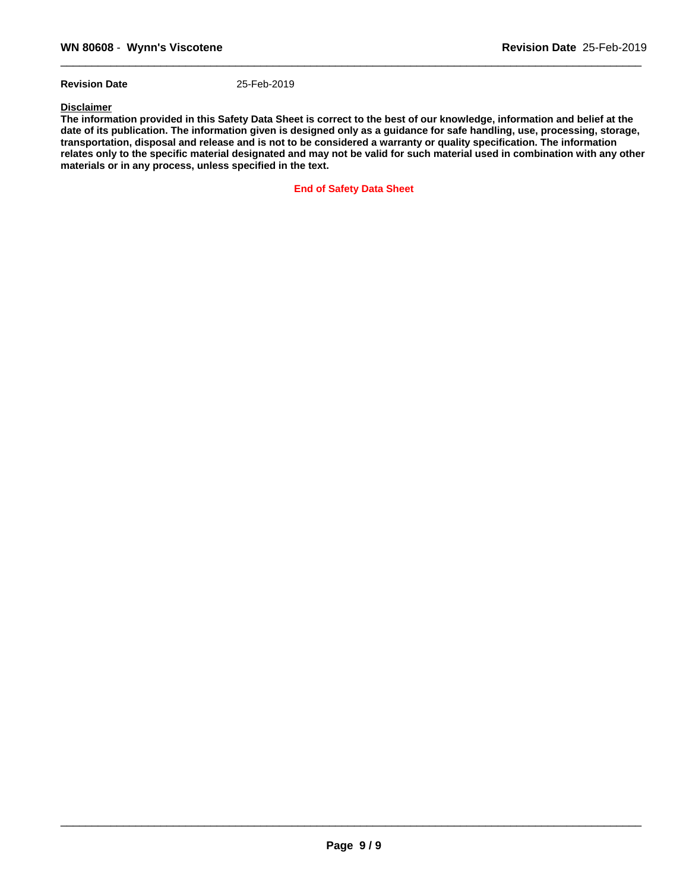**Revision Date** 25-Feb-2019

**Disclaimer**

**The information provided in this Safety Data Sheet is correct to the best of our knowledge, information and belief at the date of its publication. The information given is designed only as a guidance for safe handling, use, processing, storage, transportation, disposal and release and is not to be considered a warranty or quality specification. The information relates only to the specific material designated and may not be valid for such material used in combination with any other materials or in any process, unless specified in the text.**

**End of Safety Data Sheet**